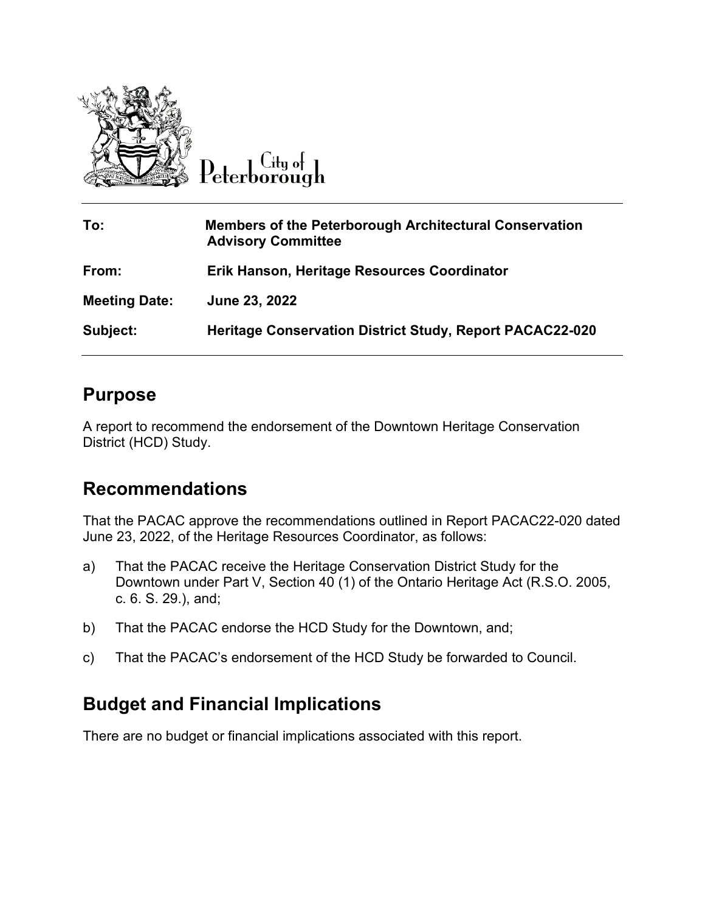City of Peterborough

| | |
|---|---|
| **To:** | **Members of the Peterborough Architectural Conservation Advisory Committee** |
| **From:** | **Erik Hanson, Heritage Resources Coordinator** |
| **Meeting Date:** | **June 23, 2022** |
| **Subject:** | **Heritage Conservation District Study, Report PACAC22-020** |

## Purpose

A report to recommend the endorsement of the Downtown Heritage Conservation District (HCD) Study.

## Recommendations

That the PACAC approve the recommendations outlined in Report PACAC22-020 dated June 23, 2022, of the Heritage Resources Coordinator, as follows:

a) That the PACAC receive the Heritage Conservation District Study for the Downtown under Part V, Section 40 (1) of the Ontario Heritage Act (R.S.O. 2005, c. 6. S. 29.), and;

b) That the PACAC endorse the HCD Study for the Downtown, and;

c) That the PACAC's endorsement of the HCD Study be forwarded to Council.

## Budget and Financial Implications

There are no budget or financial implications associated with this report.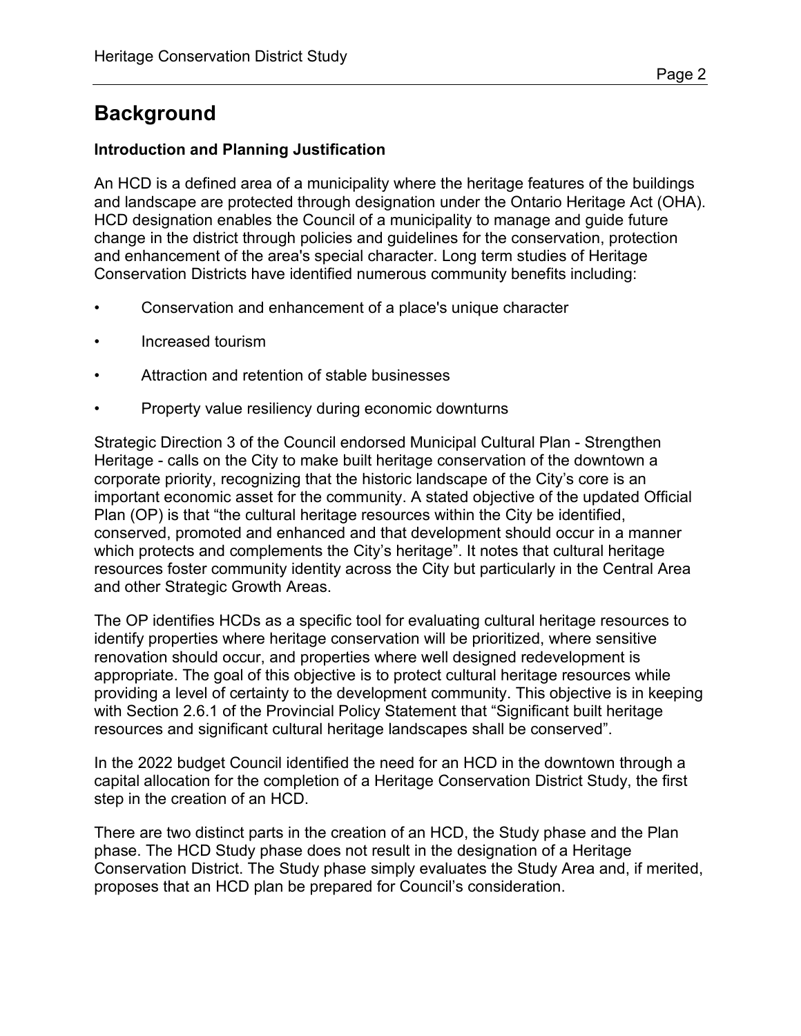# Background

### Introduction and Planning Justification

An HCD is a defined area of a municipality where the heritage features of the buildings and landscape are protected through designation under the Ontario Heritage Act (OHA). HCD designation enables the Council of a municipality to manage and guide future change in the district through policies and guidelines for the conservation, protection and enhancement of the area's special character. Long term studies of Heritage Conservation Districts have identified numerous community benefits including:

- Conservation and enhancement of a place's unique character
- Increased tourism
- Attraction and retention of stable businesses
- Property value resiliency during economic downturns

Strategic Direction 3 of the Council endorsed Municipal Cultural Plan - Strengthen Heritage - calls on the City to make built heritage conservation of the downtown a corporate priority, recognizing that the historic landscape of the City's core is an important economic asset for the community. A stated objective of the updated Official Plan (OP) is that "the cultural heritage resources within the City be identified, conserved, promoted and enhanced and that development should occur in a manner which protects and complements the City's heritage". It notes that cultural heritage resources foster community identity across the City but particularly in the Central Area and other Strategic Growth Areas.

The OP identifies HCDs as a specific tool for evaluating cultural heritage resources to identify properties where heritage conservation will be prioritized, where sensitive renovation should occur, and properties where well designed redevelopment is appropriate. The goal of this objective is to protect cultural heritage resources while providing a level of certainty to the development community. This objective is in keeping with Section 2.6.1 of the Provincial Policy Statement that "Significant built heritage resources and significant cultural heritage landscapes shall be conserved".

In the 2022 budget Council identified the need for an HCD in the downtown through a capital allocation for the completion of a Heritage Conservation District Study, the first step in the creation of an HCD.

There are two distinct parts in the creation of an HCD, the Study phase and the Plan phase. The HCD Study phase does not result in the designation of a Heritage Conservation District. The Study phase simply evaluates the Study Area and, if merited, proposes that an HCD plan be prepared for Council's consideration.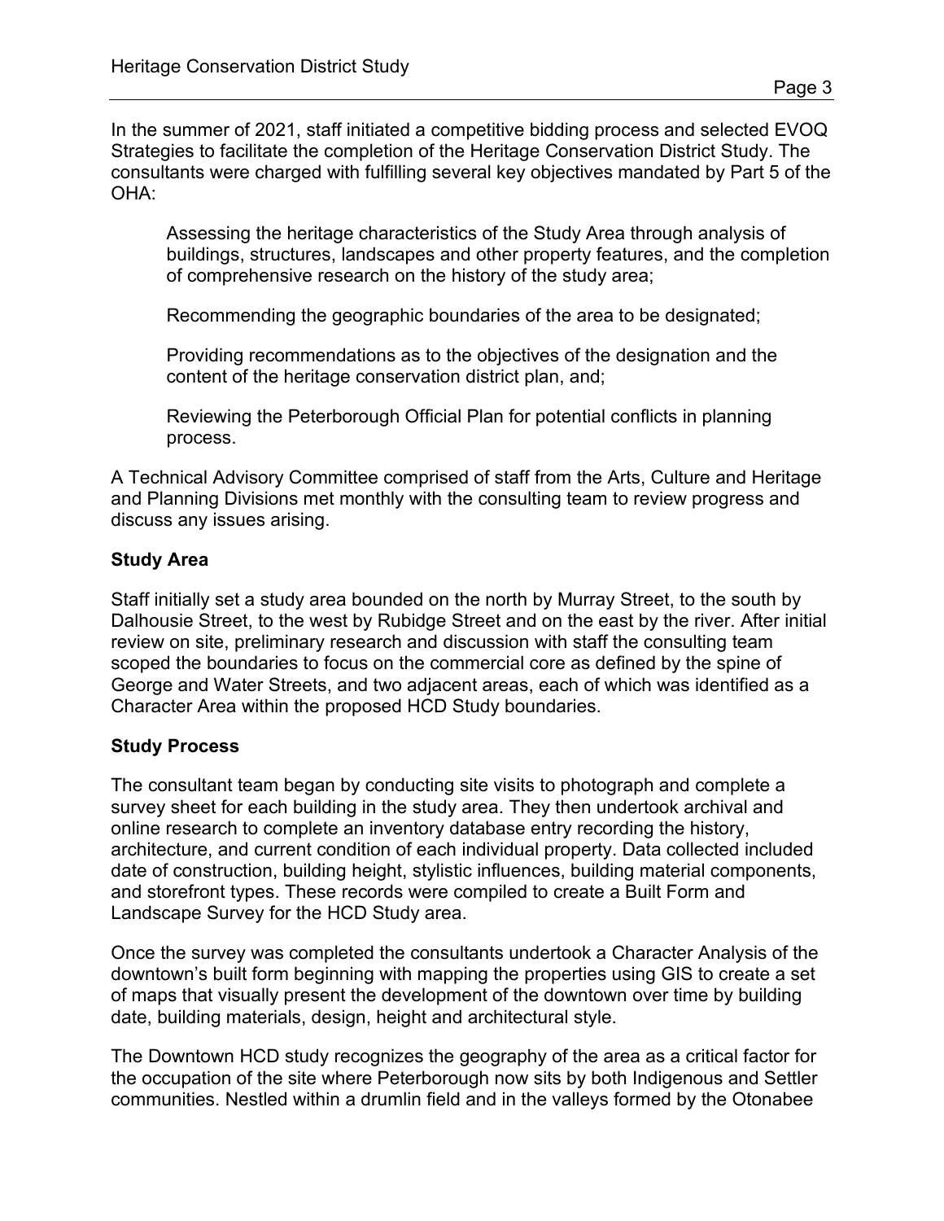In the summer of 2021, staff initiated a competitive bidding process and selected EVOQ Strategies to facilitate the completion of the Heritage Conservation District Study. The consultants were charged with fulfilling several key objectives mandated by Part 5 of the OHA:

> Assessing the heritage characteristics of the Study Area through analysis of buildings, structures, landscapes and other property features, and the completion of comprehensive research on the history of the study area;
>
> Recommending the geographic boundaries of the area to be designated;
>
> Providing recommendations as to the objectives of the designation and the content of the heritage conservation district plan, and;
>
> Reviewing the Peterborough Official Plan for potential conflicts in planning process.

A Technical Advisory Committee comprised of staff from the Arts, Culture and Heritage and Planning Divisions met monthly with the consulting team to review progress and discuss any issues arising.

**Study Area**

Staff initially set a study area bounded on the north by Murray Street, to the south by Dalhousie Street, to the west by Rubidge Street and on the east by the river. After initial review on site, preliminary research and discussion with staff the consulting team scoped the boundaries to focus on the commercial core as defined by the spine of George and Water Streets, and two adjacent areas, each of which was identified as a Character Area within the proposed HCD Study boundaries.

**Study Process**

The consultant team began by conducting site visits to photograph and complete a survey sheet for each building in the study area. They then undertook archival and online research to complete an inventory database entry recording the history, architecture, and current condition of each individual property. Data collected included date of construction, building height, stylistic influences, building material components, and storefront types. These records were compiled to create a Built Form and Landscape Survey for the HCD Study area.

Once the survey was completed the consultants undertook a Character Analysis of the downtown's built form beginning with mapping the properties using GIS to create a set of maps that visually present the development of the downtown over time by building date, building materials, design, height and architectural style.

The Downtown HCD study recognizes the geography of the area as a critical factor for the occupation of the site where Peterborough now sits by both Indigenous and Settler communities. Nestled within a drumlin field and in the valleys formed by the Otonabee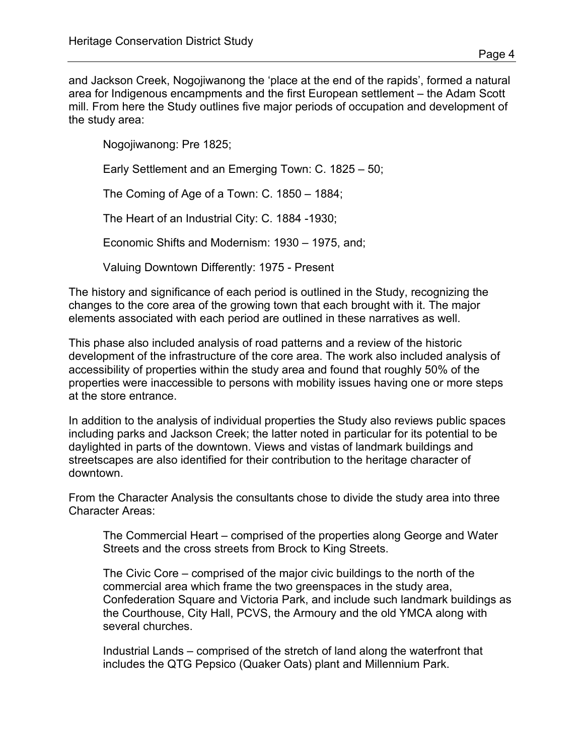and Jackson Creek, Nogojiwanong the 'place at the end of the rapids', formed a natural area for Indigenous encampments and the first European settlement – the Adam Scott mill. From here the Study outlines five major periods of occupation and development of the study area:

> Nogojiwanong: Pre 1825;
>
> Early Settlement and an Emerging Town: C. 1825 – 50;
>
> The Coming of Age of a Town: C. 1850 – 1884;
>
> The Heart of an Industrial City: C. 1884 -1930;
>
> Economic Shifts and Modernism: 1930 – 1975, and;
>
> Valuing Downtown Differently: 1975 - Present

The history and significance of each period is outlined in the Study, recognizing the changes to the core area of the growing town that each brought with it. The major elements associated with each period are outlined in these narratives as well.

This phase also included analysis of road patterns and a review of the historic development of the infrastructure of the core area. The work also included analysis of accessibility of properties within the study area and found that roughly 50% of the properties were inaccessible to persons with mobility issues having one or more steps at the store entrance.

In addition to the analysis of individual properties the Study also reviews public spaces including parks and Jackson Creek; the latter noted in particular for its potential to be daylighted in parts of the downtown. Views and vistas of landmark buildings and streetscapes are also identified for their contribution to the heritage character of downtown.

From the Character Analysis the consultants chose to divide the study area into three Character Areas:

> The Commercial Heart – comprised of the properties along George and Water Streets and the cross streets from Brock to King Streets.
>
> The Civic Core – comprised of the major civic buildings to the north of the commercial area which frame the two greenspaces in the study area, Confederation Square and Victoria Park, and include such landmark buildings as the Courthouse, City Hall, PCVS, the Armoury and the old YMCA along with several churches.
>
> Industrial Lands – comprised of the stretch of land along the waterfront that includes the QTG Pepsico (Quaker Oats) plant and Millennium Park.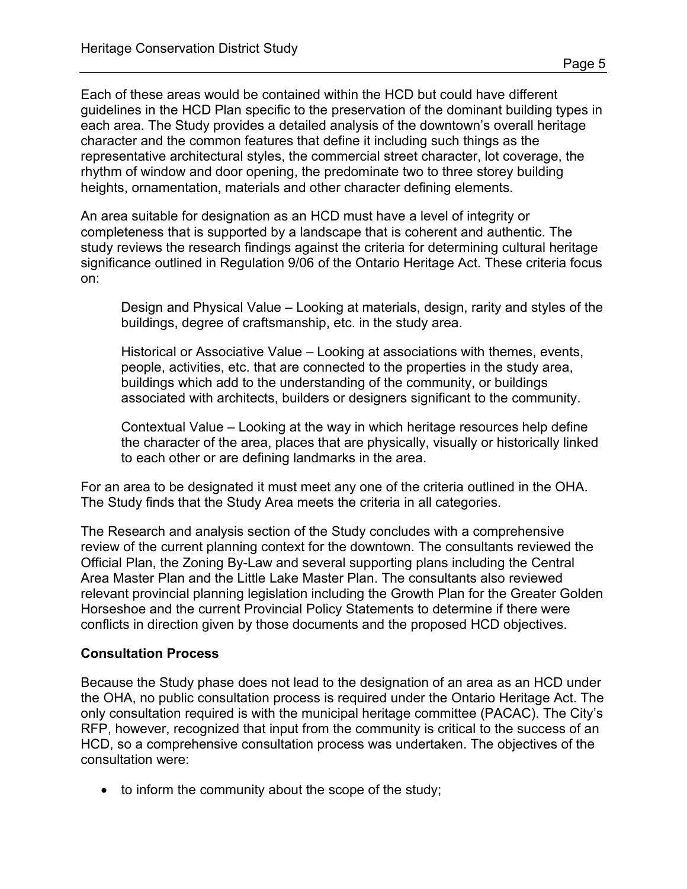Each of these areas would be contained within the HCD but could have different guidelines in the HCD Plan specific to the preservation of the dominant building types in each area. The Study provides a detailed analysis of the downtown's overall heritage character and the common features that define it including such things as the representative architectural styles, the commercial street character, lot coverage, the rhythm of window and door opening, the predominate two to three storey building heights, ornamentation, materials and other character defining elements.

An area suitable for designation as an HCD must have a level of integrity or completeness that is supported by a landscape that is coherent and authentic. The study reviews the research findings against the criteria for determining cultural heritage significance outlined in Regulation 9/06 of the Ontario Heritage Act. These criteria focus on:

> Design and Physical Value – Looking at materials, design, rarity and styles of the buildings, degree of craftsmanship, etc. in the study area.
>
> Historical or Associative Value – Looking at associations with themes, events, people, activities, etc. that are connected to the properties in the study area, buildings which add to the understanding of the community, or buildings associated with architects, builders or designers significant to the community.
>
> Contextual Value – Looking at the way in which heritage resources help define the character of the area, places that are physically, visually or historically linked to each other or are defining landmarks in the area.

For an area to be designated it must meet any one of the criteria outlined in the OHA. The Study finds that the Study Area meets the criteria in all categories.

The Research and analysis section of the Study concludes with a comprehensive review of the current planning context for the downtown. The consultants reviewed the Official Plan, the Zoning By-Law and several supporting plans including the Central Area Master Plan and the Little Lake Master Plan. The consultants also reviewed relevant provincial planning legislation including the Growth Plan for the Greater Golden Horseshoe and the current Provincial Policy Statements to determine if there were conflicts in direction given by those documents and the proposed HCD objectives.

**Consultation Process**

Because the Study phase does not lead to the designation of an area as an HCD under the OHA, no public consultation process is required under the Ontario Heritage Act. The only consultation required is with the municipal heritage committee (PACAC). The City's RFP, however, recognized that input from the community is critical to the success of an HCD, so a comprehensive consultation process was undertaken. The objectives of the consultation were:

- to inform the community about the scope of the study;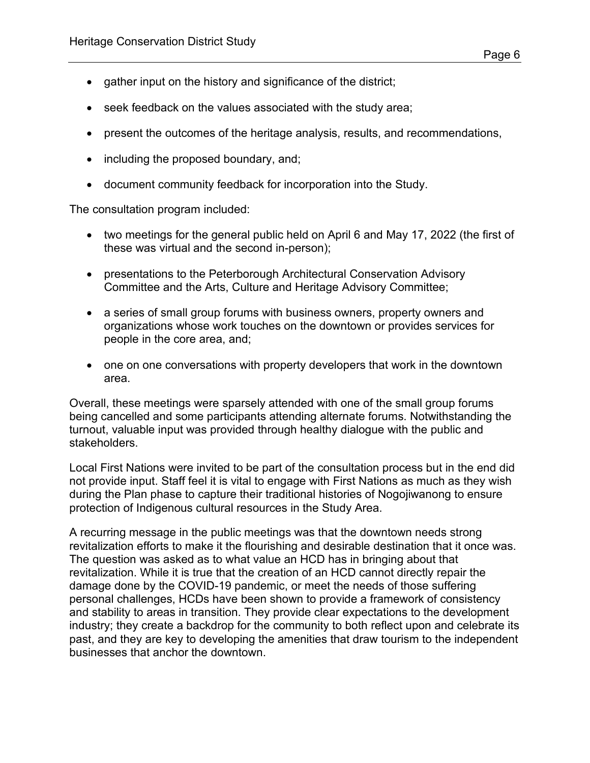- gather input on the history and significance of the district;
- seek feedback on the values associated with the study area;
- present the outcomes of the heritage analysis, results, and recommendations,
- including the proposed boundary, and;
- document community feedback for incorporation into the Study.

The consultation program included:

- two meetings for the general public held on April 6 and May 17, 2022 (the first of these was virtual and the second in-person);
- presentations to the Peterborough Architectural Conservation Advisory Committee and the Arts, Culture and Heritage Advisory Committee;
- a series of small group forums with business owners, property owners and organizations whose work touches on the downtown or provides services for people in the core area, and;
- one on one conversations with property developers that work in the downtown area.

Overall, these meetings were sparsely attended with one of the small group forums being cancelled and some participants attending alternate forums. Notwithstanding the turnout, valuable input was provided through healthy dialogue with the public and stakeholders.

Local First Nations were invited to be part of the consultation process but in the end did not provide input. Staff feel it is vital to engage with First Nations as much as they wish during the Plan phase to capture their traditional histories of Nogojiwanong to ensure protection of Indigenous cultural resources in the Study Area.

A recurring message in the public meetings was that the downtown needs strong revitalization efforts to make it the flourishing and desirable destination that it once was. The question was asked as to what value an HCD has in bringing about that revitalization. While it is true that the creation of an HCD cannot directly repair the damage done by the COVID-19 pandemic, or meet the needs of those suffering personal challenges, HCDs have been shown to provide a framework of consistency and stability to areas in transition. They provide clear expectations to the development industry; they create a backdrop for the community to both reflect upon and celebrate its past, and they are key to developing the amenities that draw tourism to the independent businesses that anchor the downtown.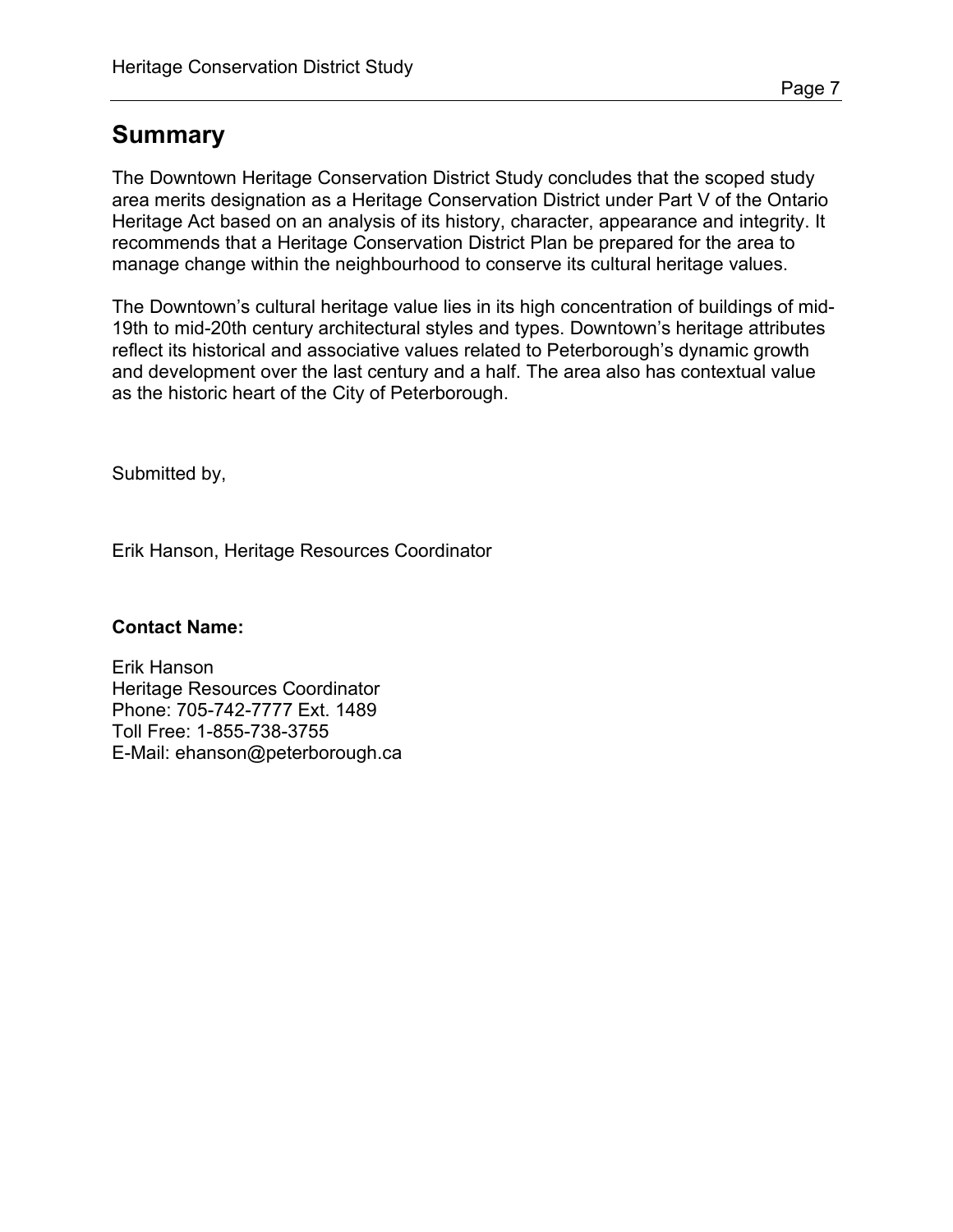## Summary

The Downtown Heritage Conservation District Study concludes that the scoped study area merits designation as a Heritage Conservation District under Part V of the Ontario Heritage Act based on an analysis of its history, character, appearance and integrity. It recommends that a Heritage Conservation District Plan be prepared for the area to manage change within the neighbourhood to conserve its cultural heritage values.

The Downtown's cultural heritage value lies in its high concentration of buildings of mid-19th to mid-20th century architectural styles and types. Downtown's heritage attributes reflect its historical and associative values related to Peterborough's dynamic growth and development over the last century and a half. The area also has contextual value as the historic heart of the City of Peterborough.

Submitted by,

Erik Hanson, Heritage Resources Coordinator

**Contact Name:**

Erik Hanson
Heritage Resources Coordinator
Phone: 705-742-7777 Ext. 1489
Toll Free: 1-855-738-3755
E-Mail: ehanson@peterborough.ca